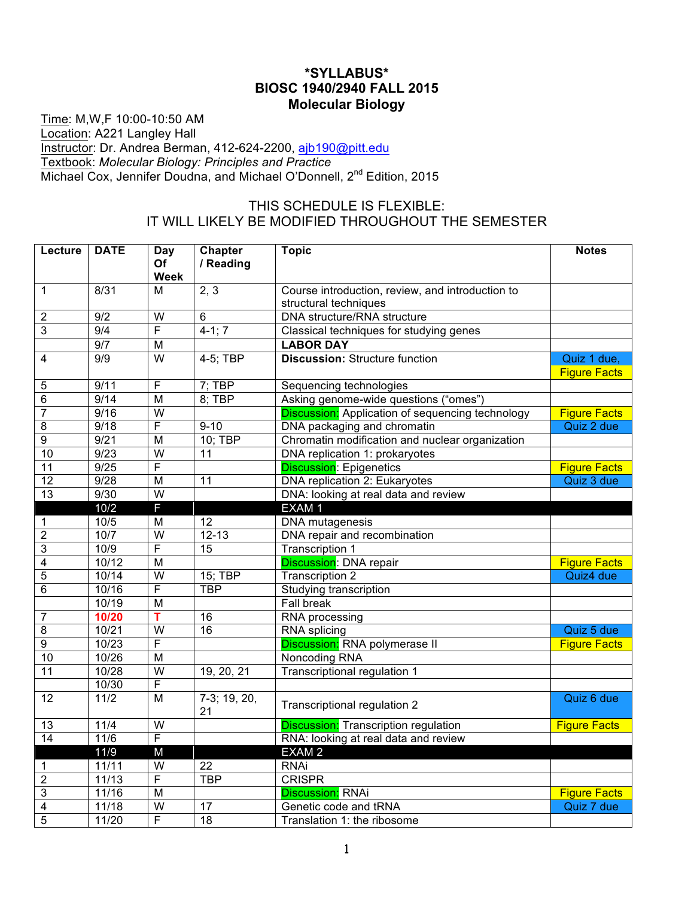# *SYLLABUS*
# BIOSC 1940/2940 FALL 2015
# Molecular Biology

Time: M,W,F 10:00-10:50 AM
Location: A221 Langley Hall
Instructor: Dr. Andrea Berman, 412-624-2200, ajb190@pitt.edu
Textbook: *Molecular Biology: Principles and Practice*
Michael Cox, Jennifer Doudna, and Michael O'Donnell, 2nd Edition, 2015

THIS SCHEDULE IS FLEXIBLE:
IT WILL LIKELY BE MODIFIED THROUGHOUT THE SEMESTER

| Lecture | DATE | Day Of Week | Chapter / Reading | Topic | Notes |
|---|---|---|---|---|---|
| 1 | 8/31 | M | 2, 3 | Course introduction, review, and introduction to structural techniques | |
| 2 | 9/2 | W | 6 | DNA structure/RNA structure | |
| 3 | 9/4 | F | 4-1; 7 | Classical techniques for studying genes | |
| | 9/7 | M | | **LABOR DAY** | |
| 4 | 9/9 | W | 4-5; TBP | **Discussion:** Structure function | Quiz 1 due, Figure Facts |
| 5 | 9/11 | F | 7; TBP | Sequencing technologies | |
| 6 | 9/14 | M | 8; TBP | Asking genome-wide questions ("omes") | |
| 7 | 9/16 | W | | Discussion: Application of sequencing technology | Figure Facts |
| 8 | 9/18 | F | 9-10 | DNA packaging and chromatin | Quiz 2 due |
| 9 | 9/21 | M | 10; TBP | Chromatin modification and nuclear organization | |
| 10 | 9/23 | W | 11 | DNA replication 1: prokaryotes | |
| 11 | 9/25 | F | | Discussion: Epigenetics | Figure Facts |
| 12 | 9/28 | M | 11 | DNA replication 2: Eukaryotes | Quiz 3 due |
| 13 | 9/30 | W | | DNA: looking at real data and review | |
| | 10/2 | F | | EXAM 1 | |
| 1 | 10/5 | M | 12 | DNA mutagenesis | |
| 2 | 10/7 | W | 12-13 | DNA repair and recombination | |
| 3 | 10/9 | F | 15 | Transcription 1 | |
| 4 | 10/12 | M | | Discussion: DNA repair | Figure Facts |
| 5 | 10/14 | W | 15; TBP | Transcription 2 | Quiz4 due |
| 6 | 10/16 | F | TBP | Studying transcription | |
| | 10/19 | M | | Fall break | |
| 7 | 10/20 | T | 16 | RNA processing | |
| 8 | 10/21 | W | 16 | RNA splicing | Quiz 5 due |
| 9 | 10/23 | F | | Discussion: RNA polymerase II | Figure Facts |
| 10 | 10/26 | M | | Noncoding RNA | |
| 11 | 10/28 | W | 19, 20, 21 | Transcriptional regulation 1 | |
| | 10/30 | F | | | |
| 12 | 11/2 | M | 7-3; 19, 20, 21 | Transcriptional regulation 2 | Quiz 6 due |
| 13 | 11/4 | W | | Discussion: Transcription regulation | Figure Facts |
| 14 | 11/6 | F | | RNA: looking at real data and review | |
| | 11/9 | M | | EXAM 2 | |
| 1 | 11/11 | W | 22 | RNAi | |
| 2 | 11/13 | F | TBP | CRISPR | |
| 3 | 11/16 | M | | Discussion: RNAi | Figure Facts |
| 4 | 11/18 | W | 17 | Genetic code and tRNA | Quiz 7 due |
| 5 | 11/20 | F | 18 | Translation 1: the ribosome | |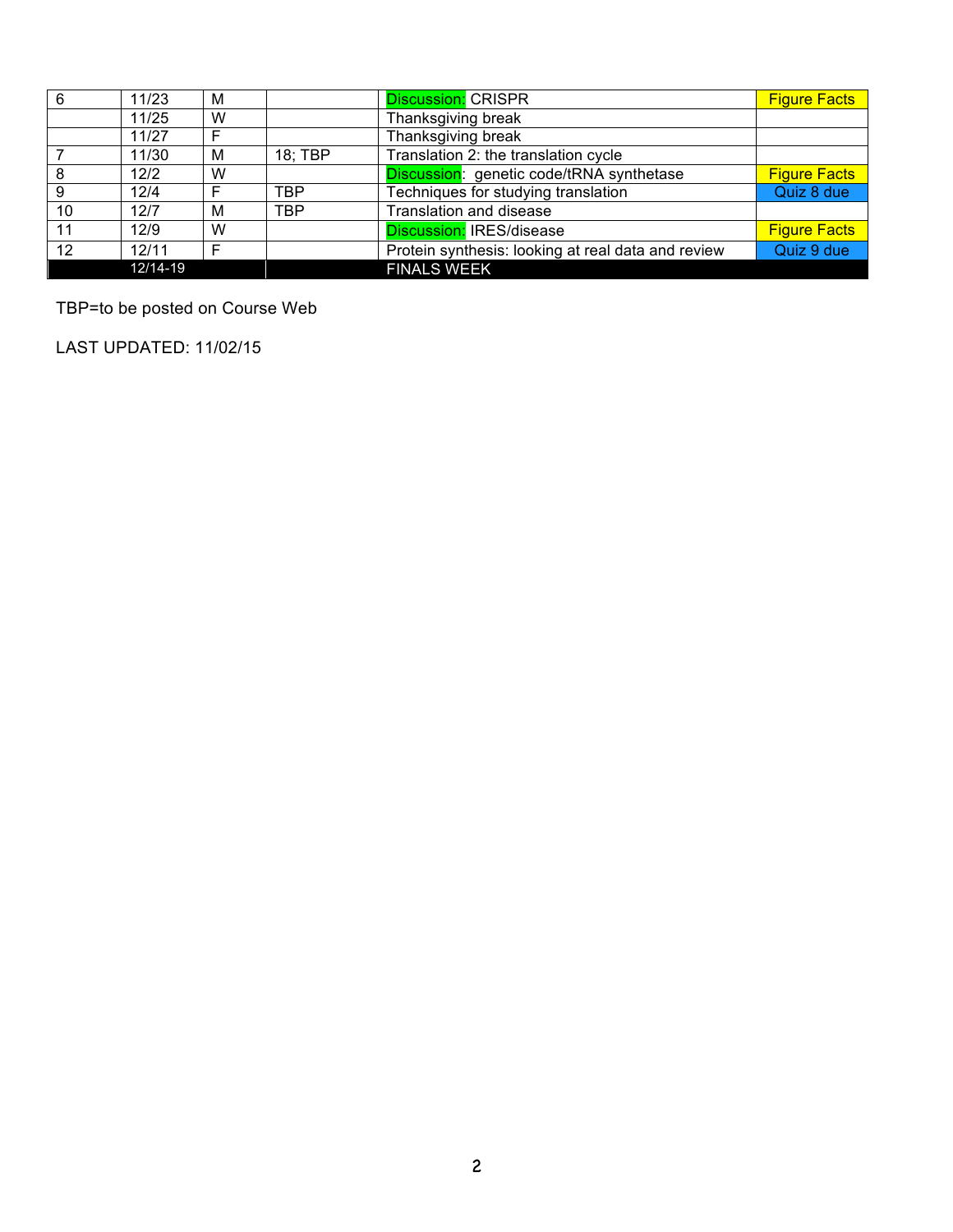| | | | | | |
|---|---|---|---|---|---|
| 6 | 11/23 | M | | Discussion: CRISPR | Figure Facts |
| | 11/25 | W | | Thanksgiving break | |
| | 11/27 | F | | Thanksgiving break | |
| 7 | 11/30 | M | 18; TBP | Translation 2: the translation cycle | |
| 8 | 12/2 | W | | Discussion: genetic code/tRNA synthetase | Figure Facts |
| 9 | 12/4 | F | TBP | Techniques for studying translation | Quiz 8 due |
| 10 | 12/7 | M | TBP | Translation and disease | |
| 11 | 12/9 | W | | Discussion: IRES/disease | Figure Facts |
| 12 | 12/11 | F | | Protein synthesis: looking at real data and review | Quiz 9 due |
| | 12/14-19 | | | FINALS WEEK | |

TBP=to be posted on Course Web

LAST UPDATED: 11/02/15